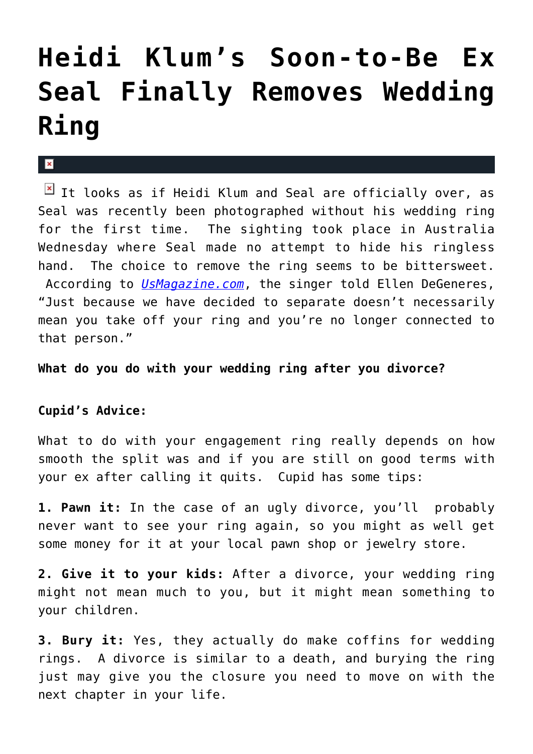# Heidi Klum's Soon-to-Be Ex Seal Finally Removes Wedding Ring

It looks as if Heidi Klum and Seal are officially over, as Seal was recently been photographed without his wedding ring for the first time. The sighting took place in Australia Wednesday where Seal made no attempt to hide his ringless hand. The choice to remove the ring seems to be bittersweet. According to *UsMagazine.com*, the singer told Ellen DeGeneres, "Just because we have decided to separate doesn't necessarily mean you take off your ring and you're no longer connected to that person."

**What do you do with your wedding ring after you divorce?**

**Cupid's Advice:**

What to do with your engagement ring really depends on how smooth the split was and if you are still on good terms with your ex after calling it quits. Cupid has some tips:

**1. Pawn it:** In the case of an ugly divorce, you'll probably never want to see your ring again, so you might as well get some money for it at your local pawn shop or jewelry store.

**2. Give it to your kids:** After a divorce, your wedding ring might not mean much to you, but it might mean something to your children.

**3. Bury it:** Yes, they actually do make coffins for wedding rings. A divorce is similar to a death, and burying the ring just may give you the closure you need to move on with the next chapter in your life.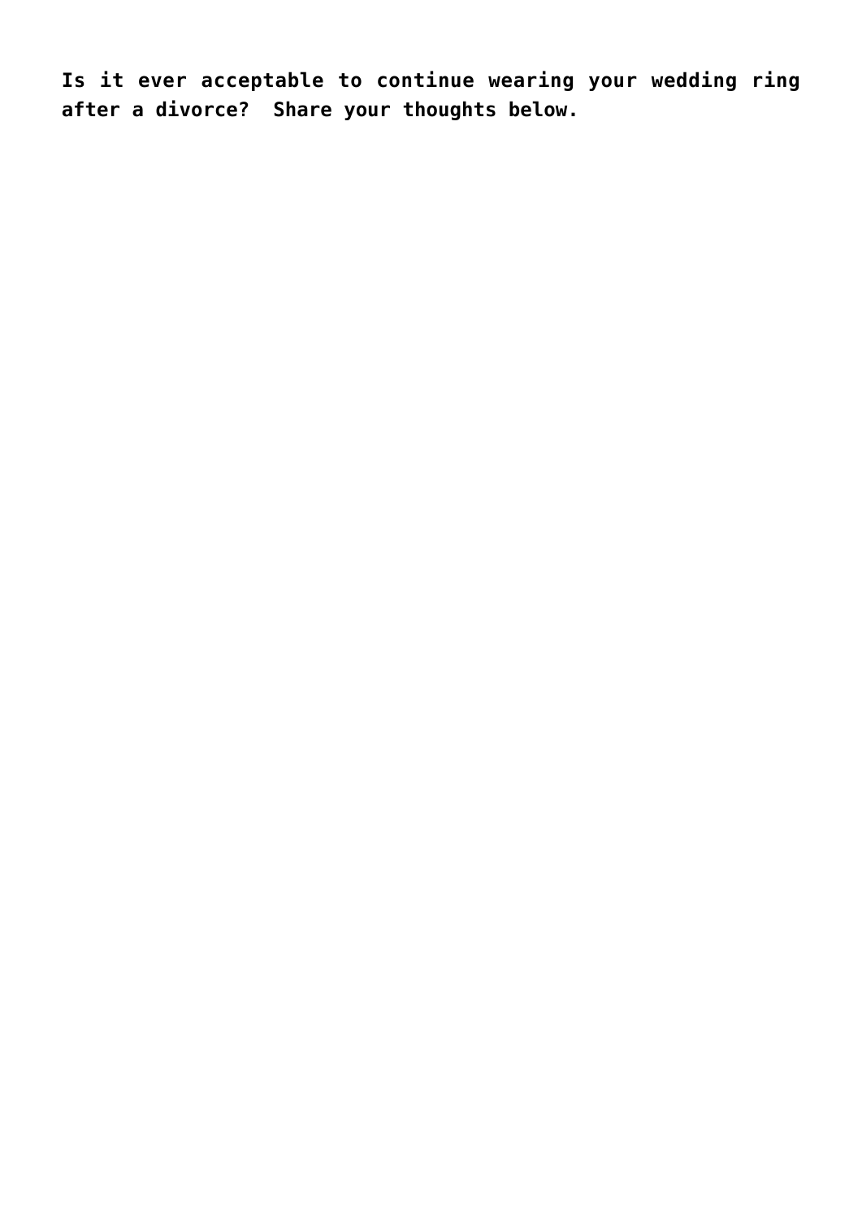**Is it ever acceptable to continue wearing your wedding ring after a divorce? Share your thoughts below.**